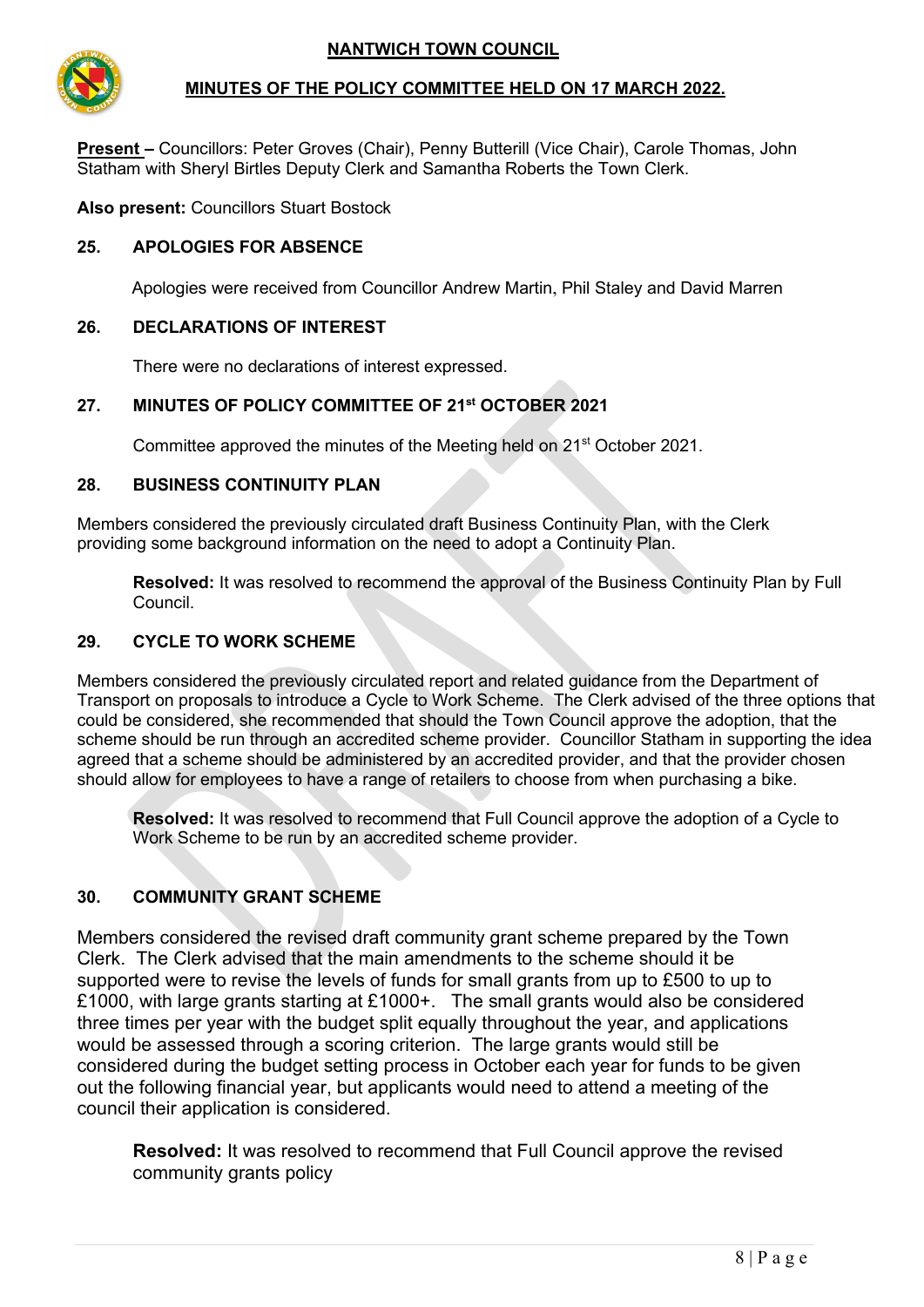# NANTWICH TOWN COUNCIL

## MINUTES OF THE POLICY COMMITTEE HELD ON 17 MARCH 2022.

**Present –** Councillors: Peter Groves (Chair), Penny Butterill (Vice Chair), Carole Thomas, John Statham with Sheryl Birtles Deputy Clerk and Samantha Roberts the Town Clerk.

**Also present:** Councillors Stuart Bostock

### 25. APOLOGIES FOR ABSENCE

Apologies were received from Councillor Andrew Martin, Phil Staley and David Marren

### 26. DECLARATIONS OF INTEREST

There were no declarations of interest expressed.

### 27. MINUTES OF POLICY COMMITTEE OF 21st OCTOBER 2021

Committee approved the minutes of the Meeting held on 21st October 2021.

### 28. BUSINESS CONTINUITY PLAN

Members considered the previously circulated draft Business Continuity Plan, with the Clerk providing some background information on the need to adopt a Continuity Plan.

**Resolved:** It was resolved to recommend the approval of the Business Continuity Plan by Full Council.

### 29. CYCLE TO WORK SCHEME

Members considered the previously circulated report and related guidance from the Department of Transport on proposals to introduce a Cycle to Work Scheme. The Clerk advised of the three options that could be considered, she recommended that should the Town Council approve the adoption, that the scheme should be run through an accredited scheme provider. Councillor Statham in supporting the idea agreed that a scheme should be administered by an accredited provider, and that the provider chosen should allow for employees to have a range of retailers to choose from when purchasing a bike.

**Resolved:** It was resolved to recommend that Full Council approve the adoption of a Cycle to Work Scheme to be run by an accredited scheme provider.

### 30. COMMUNITY GRANT SCHEME

Members considered the revised draft community grant scheme prepared by the Town Clerk. The Clerk advised that the main amendments to the scheme should it be supported were to revise the levels of funds for small grants from up to £500 to up to £1000, with large grants starting at £1000+. The small grants would also be considered three times per year with the budget split equally throughout the year, and applications would be assessed through a scoring criterion. The large grants would still be considered during the budget setting process in October each year for funds to be given out the following financial year, but applicants would need to attend a meeting of the council their application is considered.

**Resolved:** It was resolved to recommend that Full Council approve the revised community grants policy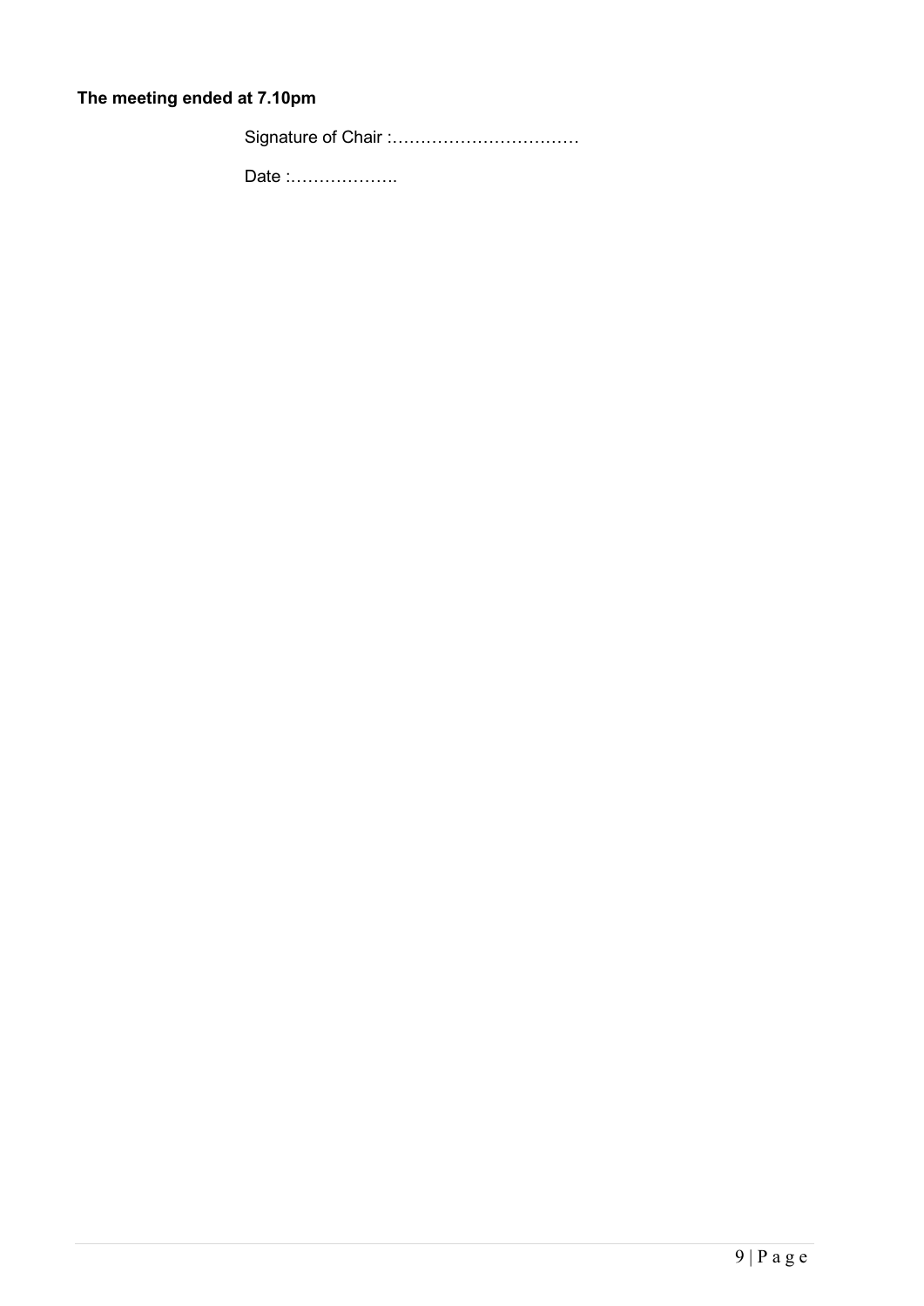**The meeting ended at 7.10pm**

Signature of Chair :……………………………

Date :……………….